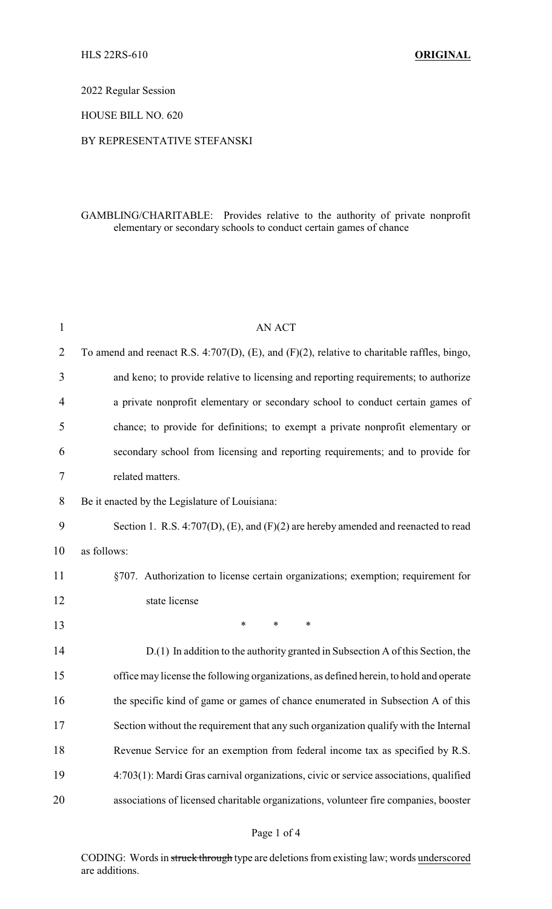HLS 22RS-610 **ORIGINAL**

2022 Regular Session

HOUSE BILL NO. 620

BY REPRESENTATIVE STEFANSKI

GAMBLING/CHARITABLE: Provides relative to the authority of private nonprofit elementary or secondary schools to conduct certain games of chance

AN ACT

To amend and reenact R.S. 4:707(D), (E), and (F)(2), relative to charitable raffles, bingo, and keno; to provide relative to licensing and reporting requirements; to authorize a private nonprofit elementary or secondary school to conduct certain games of chance; to provide for definitions; to exempt a private nonprofit elementary or secondary school from licensing and reporting requirements; and to provide for related matters.

Be it enacted by the Legislature of Louisiana:

Section 1. R.S. 4:707(D), (E), and (F)(2) are hereby amended and reenacted to read as follows:

§707. Authorization to license certain organizations; exemption; requirement for state license

\* \* \*

D.(1) In addition to the authority granted in Subsection A of this Section, the office may license the following organizations, as defined herein, to hold and operate the specific kind of game or games of chance enumerated in Subsection A of this Section without the requirement that any such organization qualify with the Internal Revenue Service for an exemption from federal income tax as specified by R.S. 4:703(1): Mardi Gras carnival organizations, civic or service associations, qualified associations of licensed charitable organizations, volunteer fire companies, booster

CODING: Words in ~~struck through~~ type are deletions from existing law; words underscored are additions.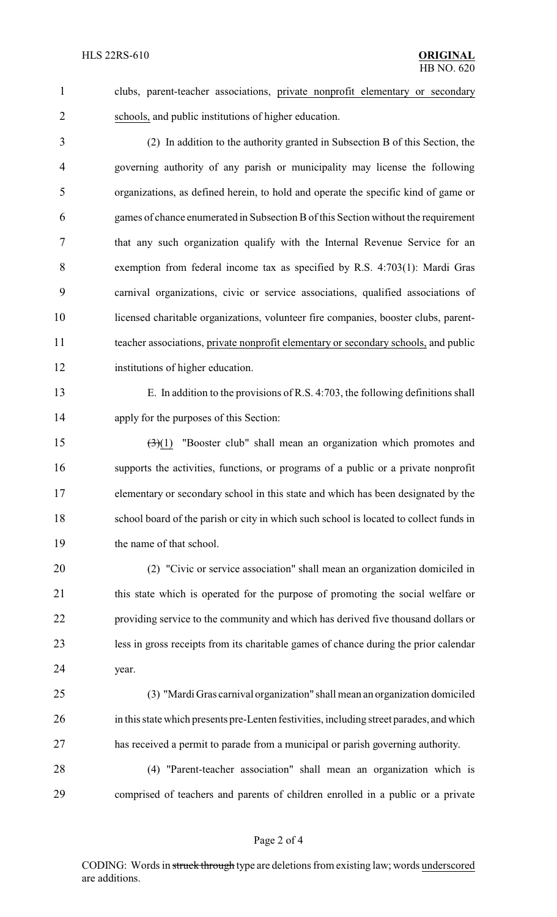clubs, parent-teacher associations, <u>private nonprofit elementary or secondary schools,</u> and public institutions of higher education.

(2) In addition to the authority granted in Subsection B of this Section, the governing authority of any parish or municipality may license the following organizations, as defined herein, to hold and operate the specific kind of game or games of chance enumerated in Subsection B of this Section without the requirement that any such organization qualify with the Internal Revenue Service for an exemption from federal income tax as specified by R.S. 4:703(1): Mardi Gras carnival organizations, civic or service associations, qualified associations of licensed charitable organizations, volunteer fire companies, booster clubs, parent-teacher associations, <u>private nonprofit elementary or secondary schools,</u> and public institutions of higher education.

E. In addition to the provisions of R.S. 4:703, the following definitions shall apply for the purposes of this Section:

~~(3)~~<u>(1)</u> "Booster club" shall mean an organization which promotes and supports the activities, functions, or programs of a public or a private nonprofit elementary or secondary school in this state and which has been designated by the school board of the parish or city in which such school is located to collect funds in the name of that school.

(2) "Civic or service association" shall mean an organization domiciled in this state which is operated for the purpose of promoting the social welfare or providing service to the community and which has derived five thousand dollars or less in gross receipts from its charitable games of chance during the prior calendar year.

(3) "Mardi Gras carnival organization" shall mean an organization domiciled in this state which presents pre-Lenten festivities, including street parades, and which has received a permit to parade from a municipal or parish governing authority.

(4) "Parent-teacher association" shall mean an organization which is comprised of teachers and parents of children enrolled in a public or a private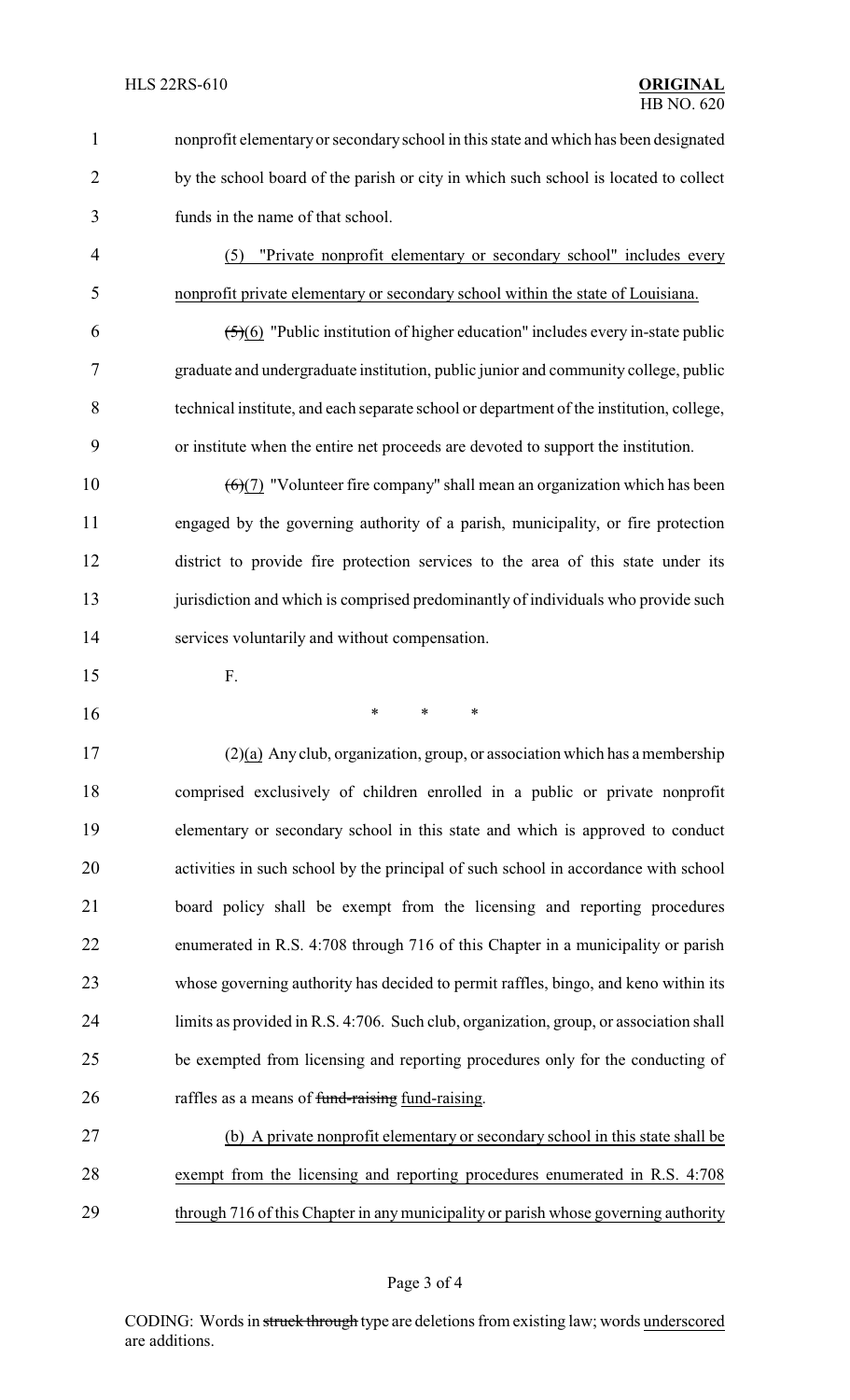nonprofit elementary or secondary school in this state and which has been designated by the school board of the parish or city in which such school is located to collect funds in the name of that school.

(5) "Private nonprofit elementary or secondary school" includes every nonprofit private elementary or secondary school within the state of Louisiana.

~~(5)~~(6) "Public institution of higher education" includes every in-state public graduate and undergraduate institution, public junior and community college, public technical institute, and each separate school or department of the institution, college, or institute when the entire net proceeds are devoted to support the institution.

~~(6)~~(7) "Volunteer fire company" shall mean an organization which has been engaged by the governing authority of a parish, municipality, or fire protection district to provide fire protection services to the area of this state under its jurisdiction and which is comprised predominantly of individuals who provide such services voluntarily and without compensation.

F.

\* \* \*

(2)(a) Any club, organization, group, or association which has a membership comprised exclusively of children enrolled in a public or private nonprofit elementary or secondary school in this state and which is approved to conduct activities in such school by the principal of such school in accordance with school board policy shall be exempt from the licensing and reporting procedures enumerated in R.S. 4:708 through 716 of this Chapter in a municipality or parish whose governing authority has decided to permit raffles, bingo, and keno within its limits as provided in R.S. 4:706. Such club, organization, group, or association shall be exempted from licensing and reporting procedures only for the conducting of raffles as a means of ~~fund-raising~~ fund-raising.

(b) A private nonprofit elementary or secondary school in this state shall be exempt from the licensing and reporting procedures enumerated in R.S. 4:708 through 716 of this Chapter in any municipality or parish whose governing authority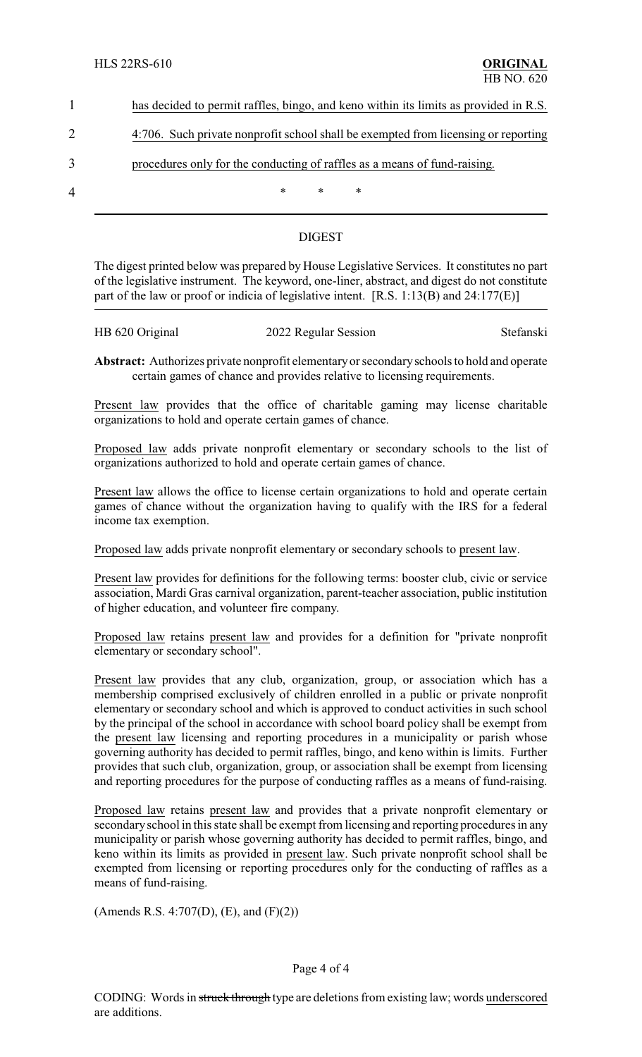1 has decided to permit raffles, bingo, and keno within its limits as provided in R.S.

2 4:706. Such private nonprofit school shall be exempted from licensing or reporting

3 procedures only for the conducting of raffles as a means of fund-raising.

4 * * *

## DIGEST

The digest printed below was prepared by House Legislative Services. It constitutes no part of the legislative instrument. The keyword, one-liner, abstract, and digest do not constitute part of the law or proof or indicia of legislative intent. [R.S. 1:13(B) and 24:177(E)]

| HB 620 Original | 2022 Regular Session | Stefanski |
|---|---|---|

**Abstract:** Authorizes private nonprofit elementary or secondary schools to hold and operate certain games of chance and provides relative to licensing requirements.

Present law provides that the office of charitable gaming may license charitable organizations to hold and operate certain games of chance.

Proposed law adds private nonprofit elementary or secondary schools to the list of organizations authorized to hold and operate certain games of chance.

Present law allows the office to license certain organizations to hold and operate certain games of chance without the organization having to qualify with the IRS for a federal income tax exemption.

Proposed law adds private nonprofit elementary or secondary schools to present law.

Present law provides for definitions for the following terms: booster club, civic or service association, Mardi Gras carnival organization, parent-teacher association, public institution of higher education, and volunteer fire company.

Proposed law retains present law and provides for a definition for "private nonprofit elementary or secondary school".

Present law provides that any club, organization, group, or association which has a membership comprised exclusively of children enrolled in a public or private nonprofit elementary or secondary school and which is approved to conduct activities in such school by the principal of the school in accordance with school board policy shall be exempt from the present law licensing and reporting procedures in a municipality or parish whose governing authority has decided to permit raffles, bingo, and keno within is limits. Further provides that such club, organization, group, or association shall be exempt from licensing and reporting procedures for the purpose of conducting raffles as a means of fund-raising.

Proposed law retains present law and provides that a private nonprofit elementary or secondary school in this state shall be exempt from licensing and reporting procedures in any municipality or parish whose governing authority has decided to permit raffles, bingo, and keno within its limits as provided in present law. Such private nonprofit school shall be exempted from licensing or reporting procedures only for the conducting of raffles as a means of fund-raising.

(Amends R.S. 4:707(D), (E), and (F)(2))

CODING: Words in ~~struck through~~ type are deletions from existing law; words underscored are additions.